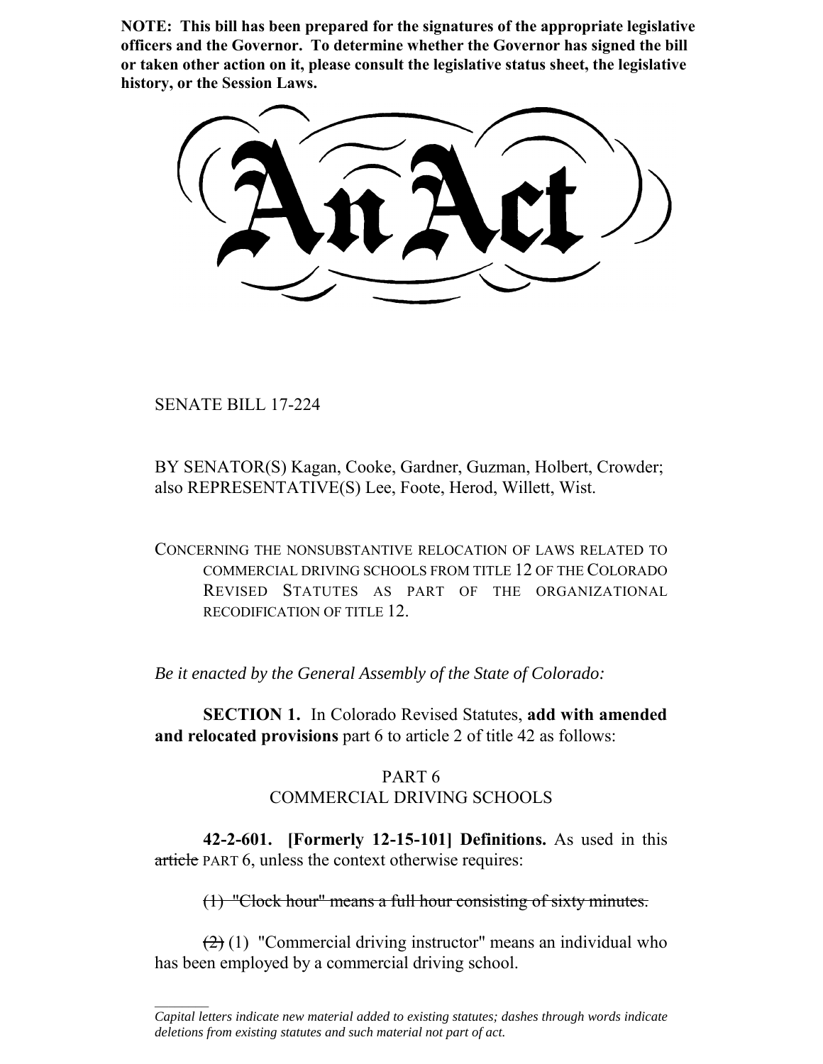**NOTE: This bill has been prepared for the signatures of the appropriate legislative officers and the Governor. To determine whether the Governor has signed the bill or taken other action on it, please consult the legislative status sheet, the legislative history, or the Session Laws.**

# An Act

SENATE BILL 17-224

BY SENATOR(S) Kagan, Cooke, Gardner, Guzman, Holbert, Crowder; also REPRESENTATIVE(S) Lee, Foote, Herod, Willett, Wist.

CONCERNING THE NONSUBSTANTIVE RELOCATION OF LAWS RELATED TO COMMERCIAL DRIVING SCHOOLS FROM TITLE 12 OF THE COLORADO REVISED STATUTES AS PART OF THE ORGANIZATIONAL RECODIFICATION OF TITLE 12.

*Be it enacted by the General Assembly of the State of Colorado:*

**SECTION 1.** In Colorado Revised Statutes, **add with amended and relocated provisions** part 6 to article 2 of title 42 as follows:

PART 6
COMMERCIAL DRIVING SCHOOLS

**42-2-601. [Formerly 12-15-101] Definitions.** As used in this ~~article~~ PART 6, unless the context otherwise requires:

~~(1) "Clock hour" means a full hour consisting of sixty minutes.~~

~~(2)~~ (1) "Commercial driving instructor" means an individual who has been employed by a commercial driving school.

---

*Capital letters indicate new material added to existing statutes; dashes through words indicate deletions from existing statutes and such material not part of act.*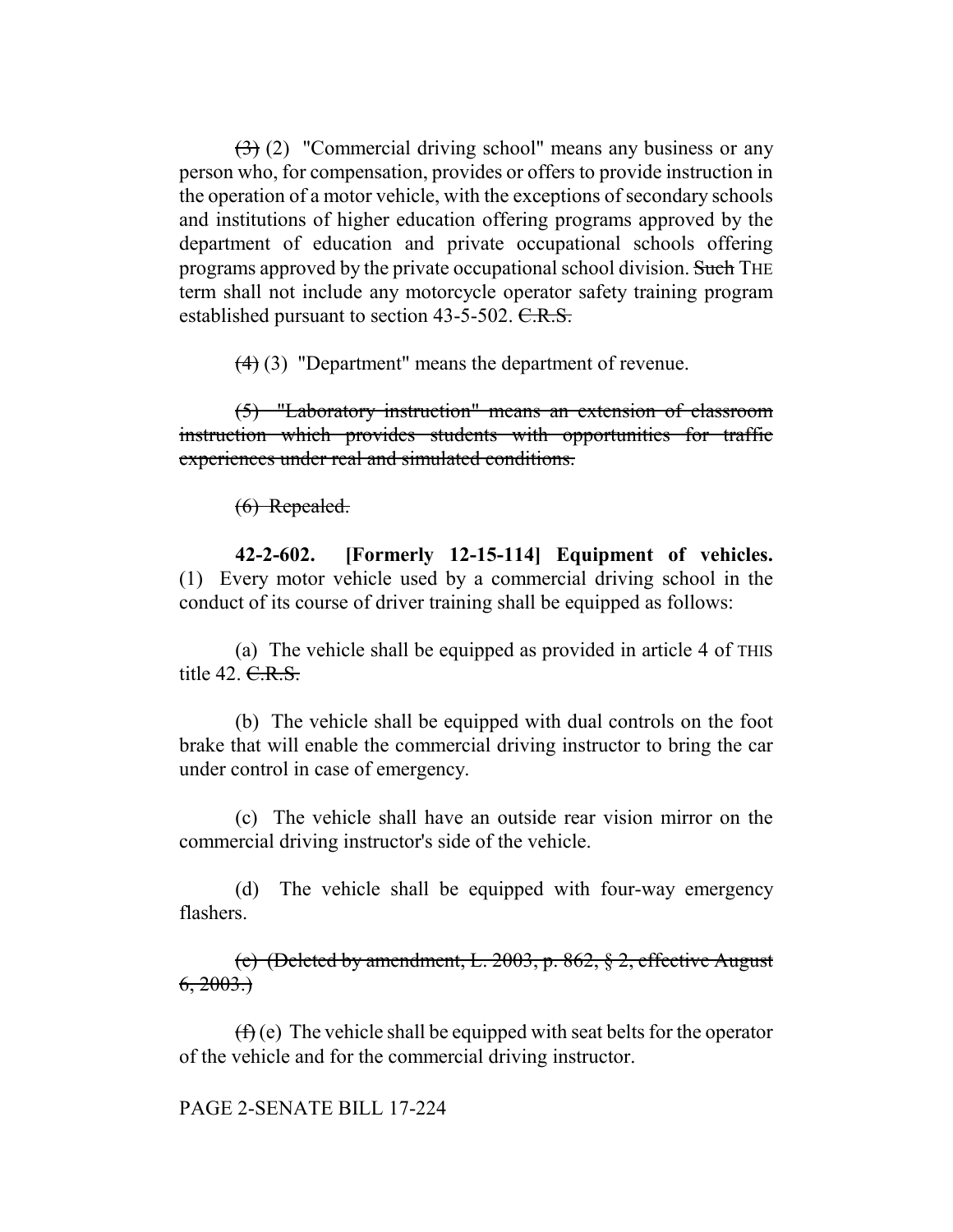~~(3)~~ (2) "Commercial driving school" means any business or any person who, for compensation, provides or offers to provide instruction in the operation of a motor vehicle, with the exceptions of secondary schools and institutions of higher education offering programs approved by the department of education and private occupational schools offering programs approved by the private occupational school division. ~~Such~~ THE term shall not include any motorcycle operator safety training program established pursuant to section 43-5-502. ~~C.R.S.~~

~~(4)~~ (3) "Department" means the department of revenue.

~~(5) "Laboratory instruction" means an extension of classroom instruction which provides students with opportunities for traffic experiences under real and simulated conditions.~~

~~(6) Repealed.~~

**42-2-602. [Formerly 12-15-114] Equipment of vehicles.** (1) Every motor vehicle used by a commercial driving school in the conduct of its course of driver training shall be equipped as follows:

(a) The vehicle shall be equipped as provided in article 4 of THIS title 42. ~~C.R.S.~~

(b) The vehicle shall be equipped with dual controls on the foot brake that will enable the commercial driving instructor to bring the car under control in case of emergency.

(c) The vehicle shall have an outside rear vision mirror on the commercial driving instructor's side of the vehicle.

(d) The vehicle shall be equipped with four-way emergency flashers.

~~(e) (Deleted by amendment, L. 2003, p. 862, § 2, effective August 6, 2003.)~~

~~(f)~~ (e) The vehicle shall be equipped with seat belts for the operator of the vehicle and for the commercial driving instructor.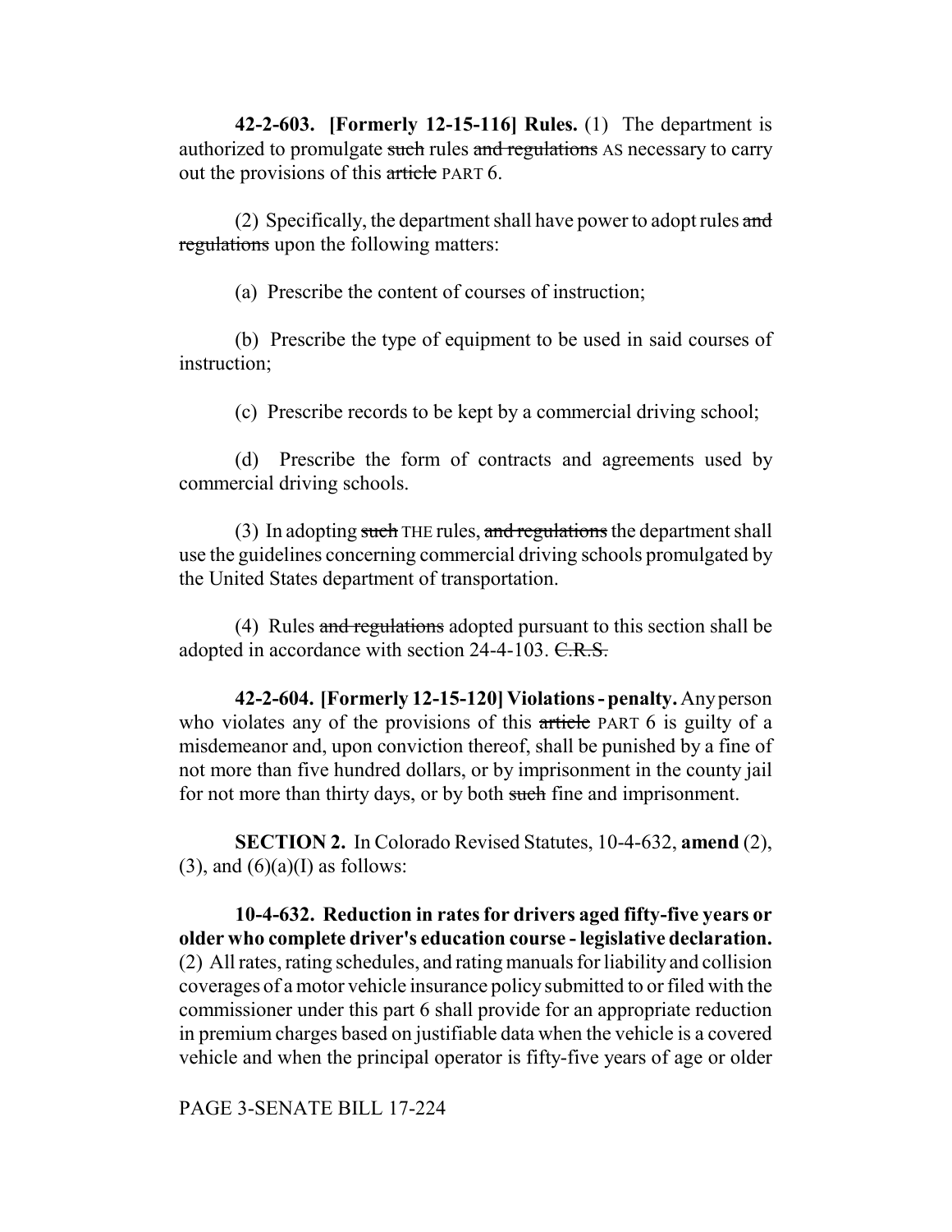**42-2-603. [Formerly 12-15-116] Rules.** (1) The department is authorized to promulgate ~~such~~ rules ~~and regulations~~ AS necessary to carry out the provisions of this ~~article~~ PART 6.

(2) Specifically, the department shall have power to adopt rules ~~and regulations~~ upon the following matters:

(a) Prescribe the content of courses of instruction;

(b) Prescribe the type of equipment to be used in said courses of instruction;

(c) Prescribe records to be kept by a commercial driving school;

(d) Prescribe the form of contracts and agreements used by commercial driving schools.

(3) In adopting ~~such~~ THE rules, ~~and regulations~~ the department shall use the guidelines concerning commercial driving schools promulgated by the United States department of transportation.

(4) Rules ~~and regulations~~ adopted pursuant to this section shall be adopted in accordance with section 24-4-103. ~~C.R.S.~~

**42-2-604. [Formerly 12-15-120] Violations - penalty.** Any person who violates any of the provisions of this ~~article~~ PART 6 is guilty of a misdemeanor and, upon conviction thereof, shall be punished by a fine of not more than five hundred dollars, or by imprisonment in the county jail for not more than thirty days, or by both ~~such~~ fine and imprisonment.

**SECTION 2.** In Colorado Revised Statutes, 10-4-632, **amend** (2), (3), and (6)(a)(I) as follows:

**10-4-632. Reduction in rates for drivers aged fifty-five years or older who complete driver's education course - legislative declaration.** (2) All rates, rating schedules, and rating manuals for liability and collision coverages of a motor vehicle insurance policy submitted to or filed with the commissioner under this part 6 shall provide for an appropriate reduction in premium charges based on justifiable data when the vehicle is a covered vehicle and when the principal operator is fifty-five years of age or older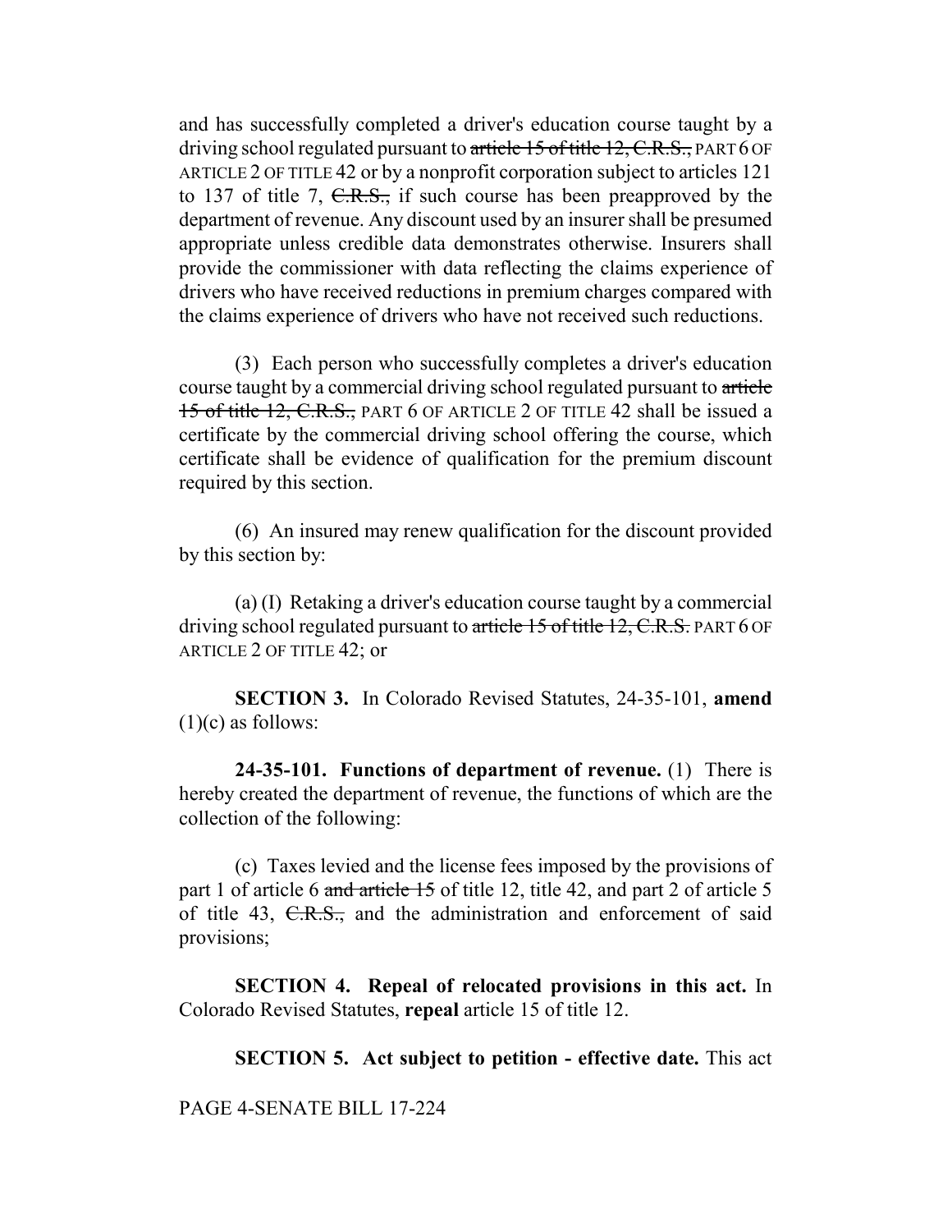and has successfully completed a driver's education course taught by a driving school regulated pursuant to ~~article 15 of title 12, C.R.S.,~~ PART 6 OF ARTICLE 2 OF TITLE 42 or by a nonprofit corporation subject to articles 121 to 137 of title 7, ~~C.R.S.,~~ if such course has been preapproved by the department of revenue. Any discount used by an insurer shall be presumed appropriate unless credible data demonstrates otherwise. Insurers shall provide the commissioner with data reflecting the claims experience of drivers who have received reductions in premium charges compared with the claims experience of drivers who have not received such reductions.

(3) Each person who successfully completes a driver's education course taught by a commercial driving school regulated pursuant to ~~article 15 of title 12, C.R.S.,~~ PART 6 OF ARTICLE 2 OF TITLE 42 shall be issued a certificate by the commercial driving school offering the course, which certificate shall be evidence of qualification for the premium discount required by this section.

(6) An insured may renew qualification for the discount provided by this section by:

(a) (I) Retaking a driver's education course taught by a commercial driving school regulated pursuant to ~~article 15 of title 12, C.R.S.~~ PART 6 OF ARTICLE 2 OF TITLE 42; or

**SECTION 3.** In Colorado Revised Statutes, 24-35-101, **amend** (1)(c) as follows:

**24-35-101. Functions of department of revenue.** (1) There is hereby created the department of revenue, the functions of which are the collection of the following:

(c) Taxes levied and the license fees imposed by the provisions of part 1 of article 6 ~~and article 15~~ of title 12, title 42, and part 2 of article 5 of title 43, ~~C.R.S.,~~ and the administration and enforcement of said provisions;

**SECTION 4. Repeal of relocated provisions in this act.** In Colorado Revised Statutes, **repeal** article 15 of title 12.

**SECTION 5. Act subject to petition - effective date.** This act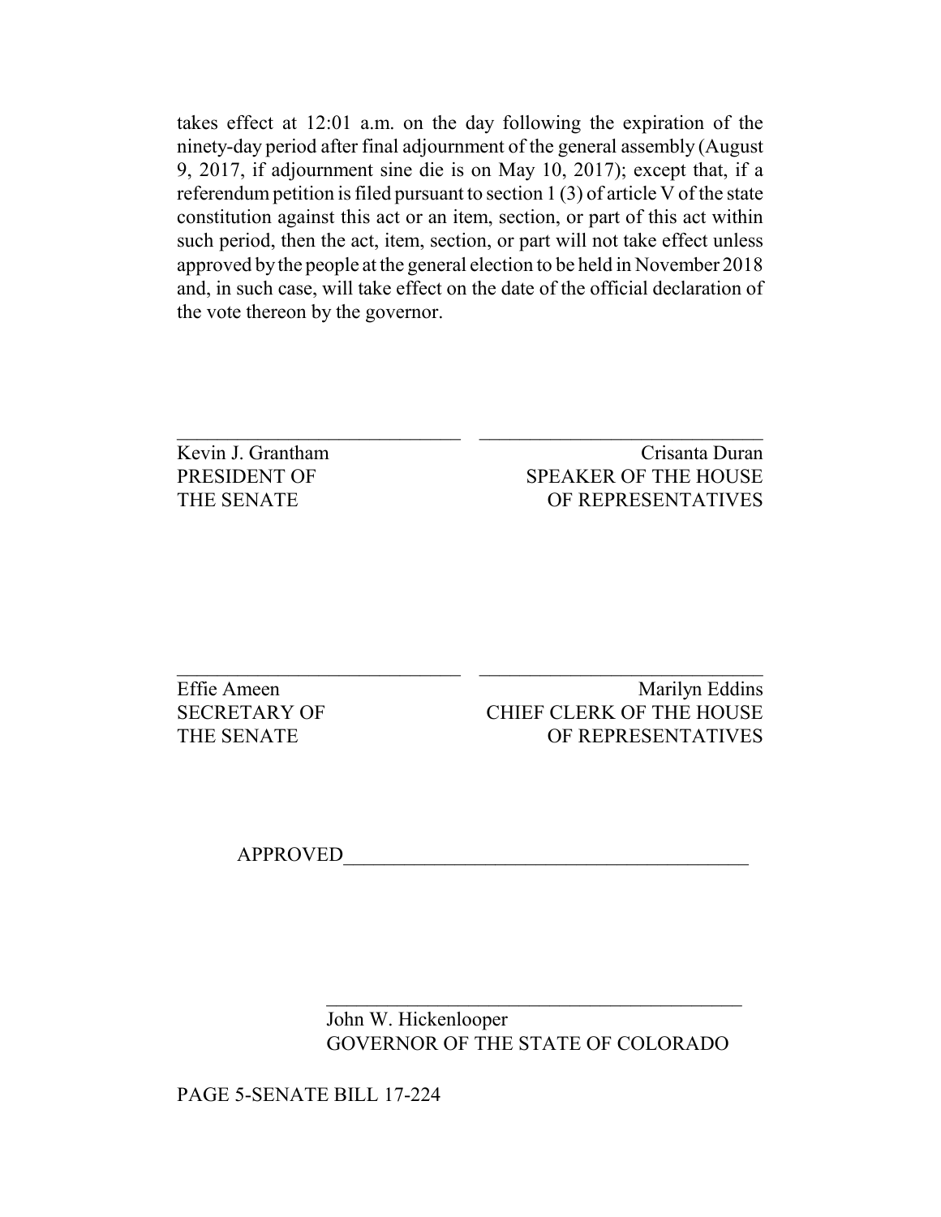takes effect at 12:01 a.m. on the day following the expiration of the ninety-day period after final adjournment of the general assembly (August 9, 2017, if adjournment sine die is on May 10, 2017); except that, if a referendum petition is filed pursuant to section 1 (3) of article V of the state constitution against this act or an item, section, or part of this act within such period, then the act, item, section, or part will not take effect unless approved by the people at the general election to be held in November 2018 and, in such case, will take effect on the date of the official declaration of the vote thereon by the governor.

____________________________
Kevin J. Grantham
PRESIDENT OF
THE SENATE

____________________________
Crisanta Duran
SPEAKER OF THE HOUSE
OF REPRESENTATIVES

____________________________
Effie Ameen
SECRETARY OF
THE SENATE

____________________________
Marilyn Eddins
CHIEF CLERK OF THE HOUSE
OF REPRESENTATIVES

APPROVED________________________________________

_________________________________________
John W. Hickenlooper
GOVERNOR OF THE STATE OF COLORADO

PAGE 5-SENATE BILL 17-224